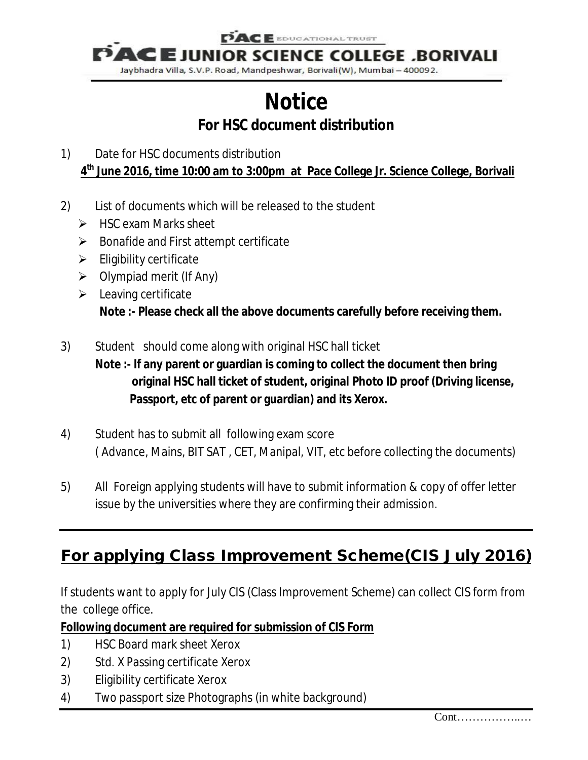PACE EDUCATIONAL TRUST

# PACE JUNIOR SCIENCE COLLEGE ,BORIVALI

Jaybhadra Villa, S.V.P. Road, Mandpeshwar, Borivali(W), Mumbai – 400092.

# Notice

## For HSC document distribution

1) Date for HSC documents distribution

   **4th June 2016, time 10:00 am to 3:00pm at Pace College Jr. Science College, Borivali**

2) List of documents which will be released to the student
   - HSC exam Marks sheet
   - Bonafide and First attempt certificate
   - Eligibility certificate
   - Olympiad merit (If Any)
   - Leaving certificate

   **Note :- Please check all the above documents carefully before receiving them.**

3) Student should come along with original HSC hall ticket

   **Note :- If any parent or guardian is coming to collect the document then bring original HSC hall ticket of student, original Photo ID proof (Driving license, Passport, etc of parent or guardian) and its Xerox.**

4) Student has to submit all following exam score
   ( Advance, Mains, BIT SAT , CET, Manipal, VIT, etc before collecting the documents)

5) All Foreign applying students will have to submit information & copy of offer letter issue by the universities where they are confirming their admission.

---

## For applying Class Improvement Scheme(CIS July 2016)

If students want to apply for July CIS (Class Improvement Scheme) can collect CIS form from the college office.

**Following document are required for submission of CIS Form**

1) HSC Board mark sheet Xerox
2) Std. X Passing certificate Xerox
3) Eligibility certificate Xerox
4) Two passport size Photographs (in white background)

Cont……………..…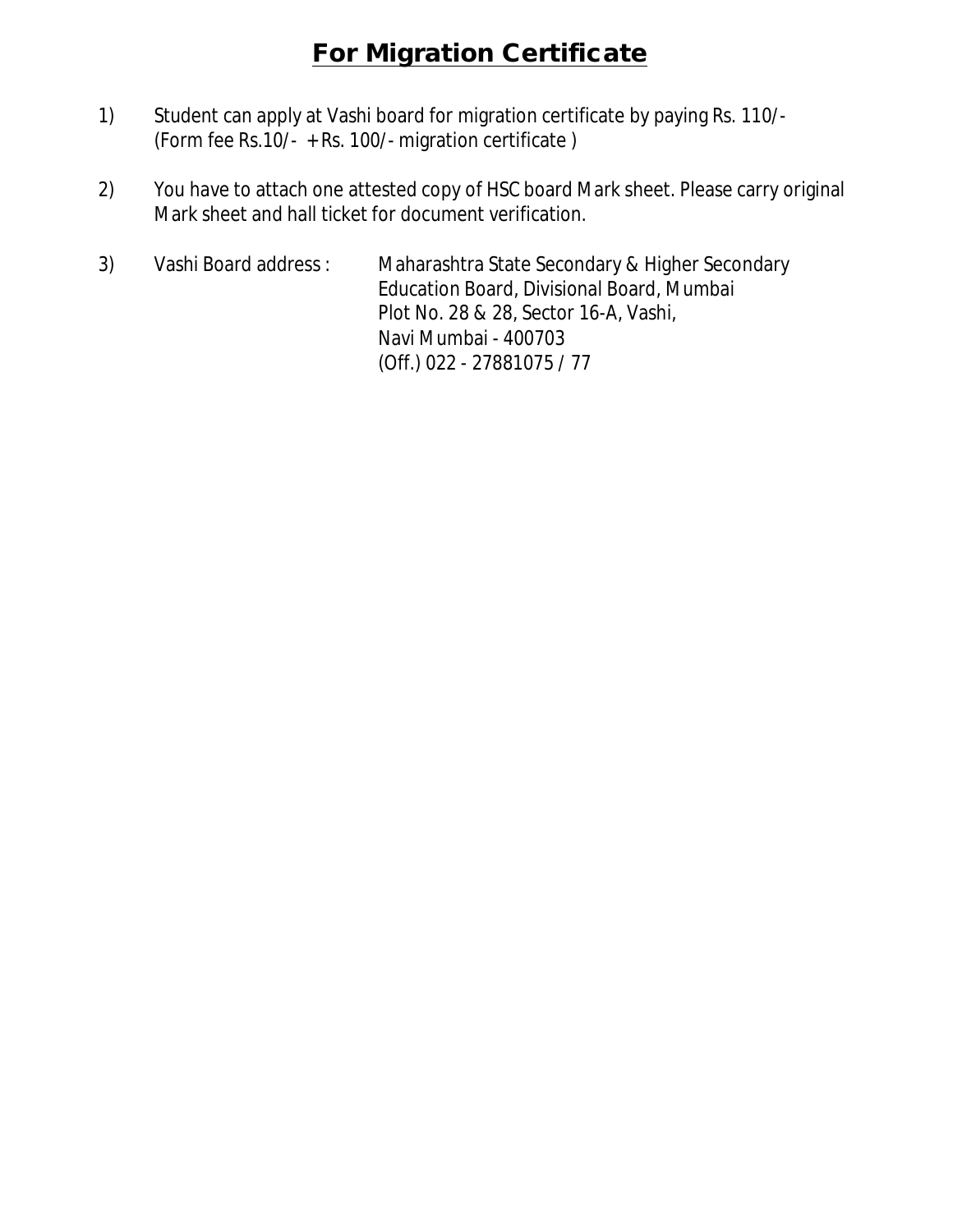# For Migration Certificate

1) Student can apply at Vashi board for migration certificate by paying Rs. 110/- (Form fee Rs.10/- + Rs. 100/- migration certificate )

2) You have to attach one attested copy of HSC board Mark sheet. Please carry original Mark sheet and hall ticket for document verification.

3) Vashi Board address : Maharashtra State Secondary & Higher Secondary Education Board, Divisional Board, Mumbai
   Plot No. 28 & 28, Sector 16-A, Vashi,
   Navi Mumbai - 400703
   (Off.) 022 - 27881075 / 77